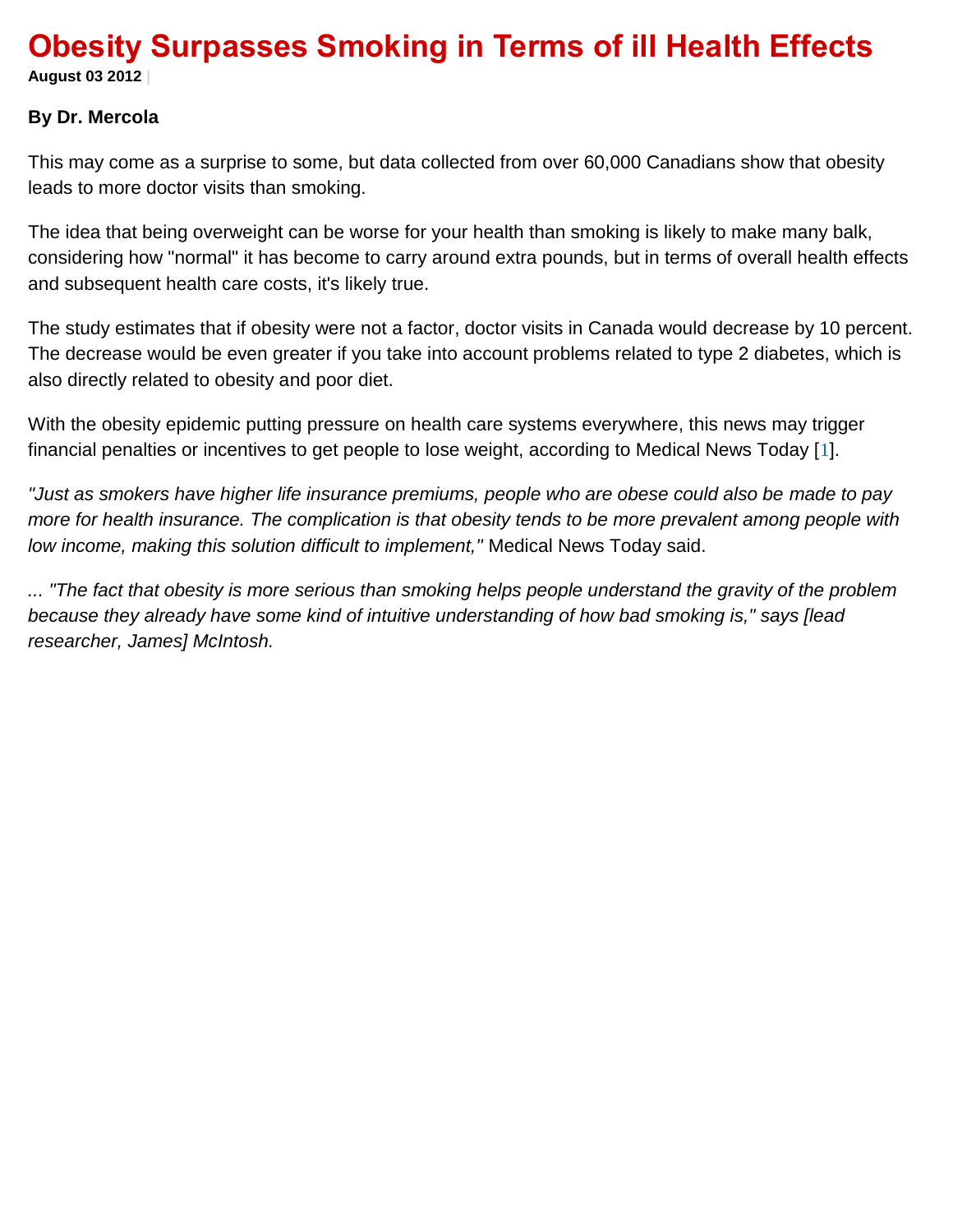# Obesity Surpasses Smoking in Terms of ill Health Effects

**August 03 2012** |

**By Dr. Mercola**

This may come as a surprise to some, but data collected from over 60,000 Canadians show that obesity leads to more doctor visits than smoking.

The idea that being overweight can be worse for your health than smoking is likely to make many balk, considering how "normal" it has become to carry around extra pounds, but in terms of overall health effects and subsequent health care costs, it's likely true.

The study estimates that if obesity were not a factor, doctor visits in Canada would decrease by 10 percent. The decrease would be even greater if you take into account problems related to type 2 diabetes, which is also directly related to obesity and poor diet.

With the obesity epidemic putting pressure on health care systems everywhere, this news may trigger financial penalties or incentives to get people to lose weight, according to Medical News Today [1].

*"Just as smokers have higher life insurance premiums, people who are obese could also be made to pay more for health insurance. The complication is that obesity tends to be more prevalent among people with low income, making this solution difficult to implement,"* Medical News Today said.

*... "The fact that obesity is more serious than smoking helps people understand the gravity of the problem because they already have some kind of intuitive understanding of how bad smoking is," says [lead researcher, James] McIntosh.*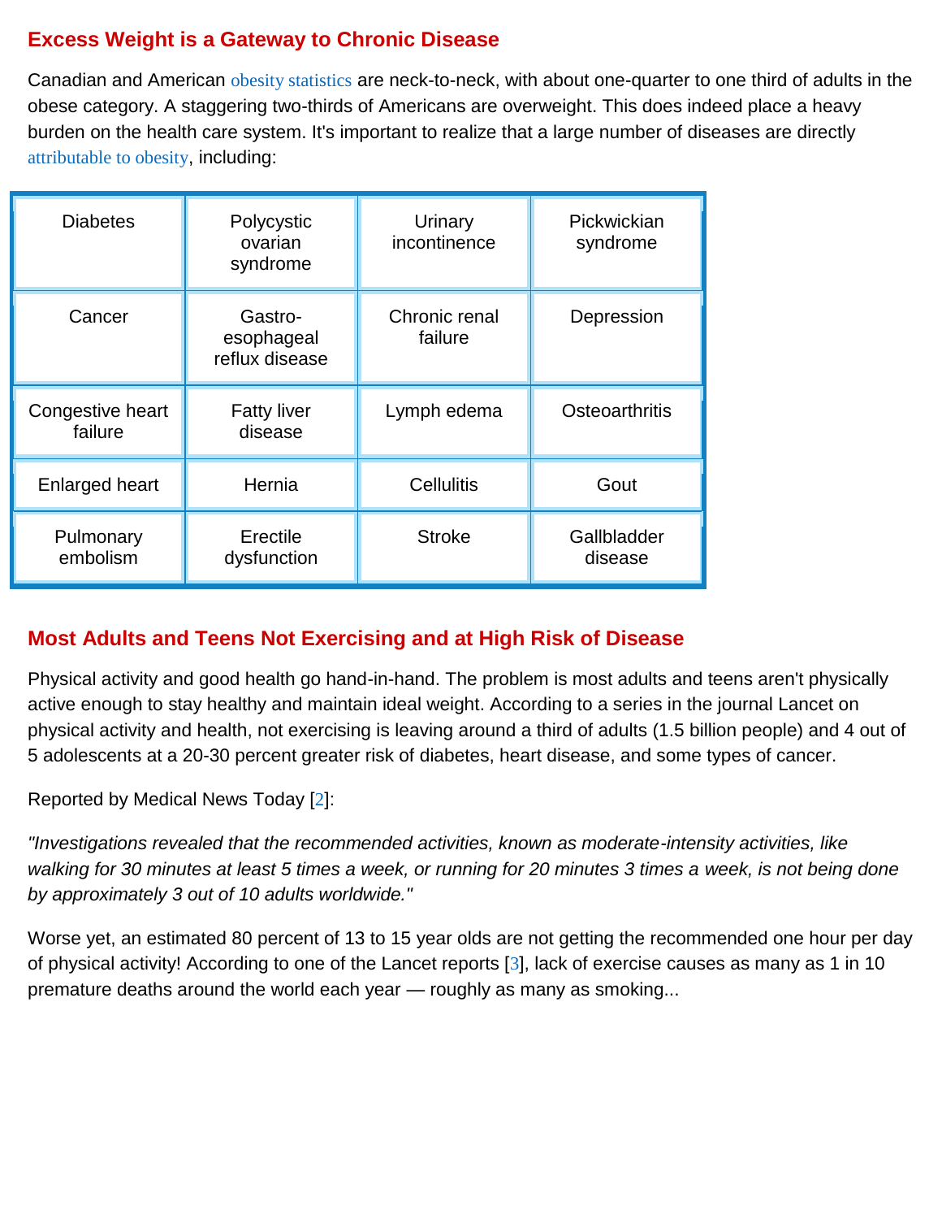## Excess Weight is a Gateway to Chronic Disease

Canadian and American obesity statistics are neck-to-neck, with about one-quarter to one third of adults in the obese category. A staggering two-thirds of Americans are overweight. This does indeed place a heavy burden on the health care system. It's important to realize that a large number of diseases are directly attributable to obesity, including:

| | | | |
|---|---|---|---|
| Diabetes | Polycystic ovarian syndrome | Urinary incontinence | Pickwickian syndrome |
| Cancer | Gastro-esophageal reflux disease | Chronic renal failure | Depression |
| Congestive heart failure | Fatty liver disease | Lymph edema | Osteoarthritis |
| Enlarged heart | Hernia | Cellulitis | Gout |
| Pulmonary embolism | Erectile dysfunction | Stroke | Gallbladder disease |

## Most Adults and Teens Not Exercising and at High Risk of Disease

Physical activity and good health go hand-in-hand. The problem is most adults and teens aren't physically active enough to stay healthy and maintain ideal weight. According to a series in the journal Lancet on physical activity and health, not exercising is leaving around a third of adults (1.5 billion people) and 4 out of 5 adolescents at a 20-30 percent greater risk of diabetes, heart disease, and some types of cancer.

Reported by Medical News Today [2]:

*"Investigations revealed that the recommended activities, known as moderate-intensity activities, like walking for 30 minutes at least 5 times a week, or running for 20 minutes 3 times a week, is not being done by approximately 3 out of 10 adults worldwide."*

Worse yet, an estimated 80 percent of 13 to 15 year olds are not getting the recommended one hour per day of physical activity! According to one of the Lancet reports [3], lack of exercise causes as many as 1 in 10 premature deaths around the world each year — roughly as many as smoking...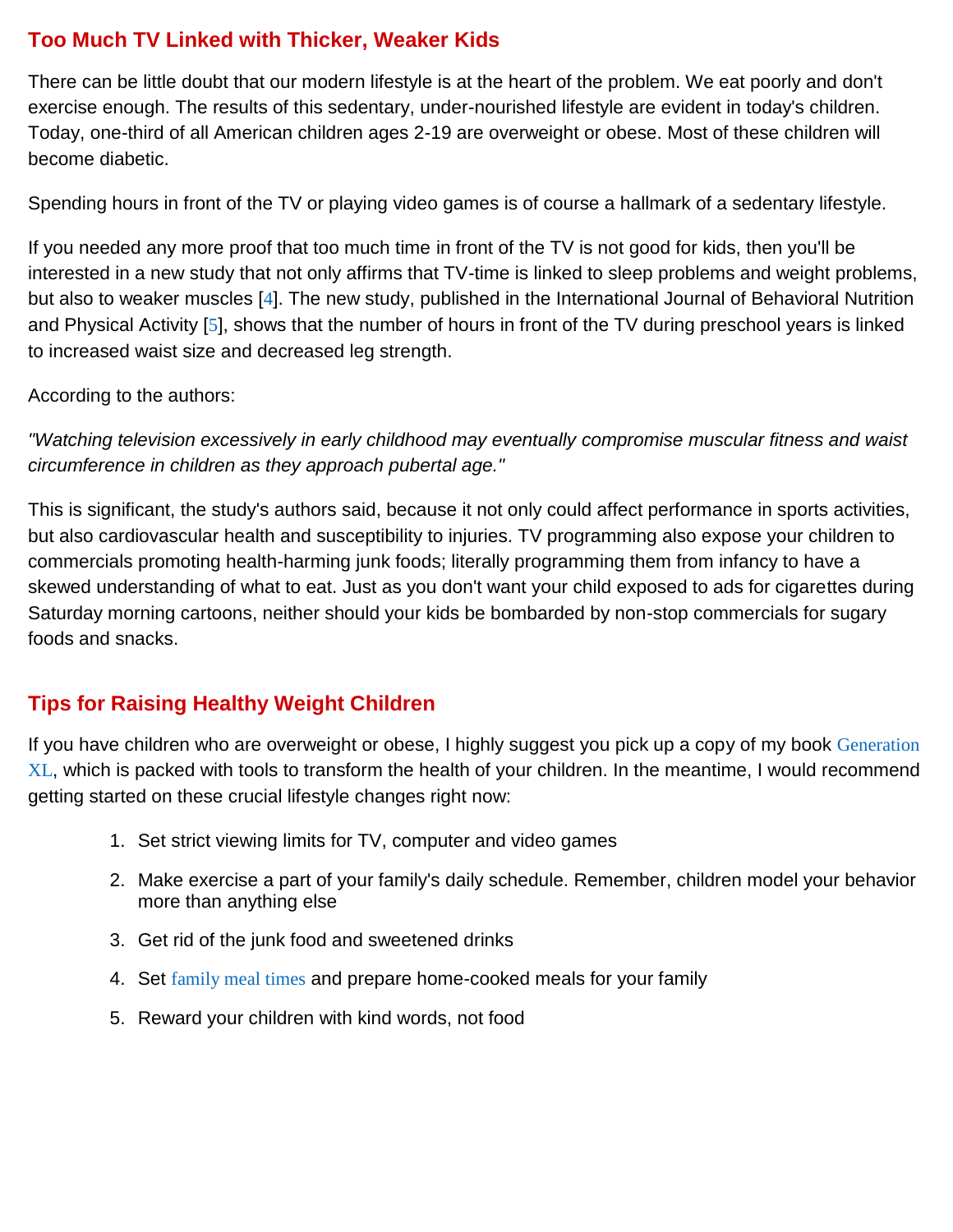## Too Much TV Linked with Thicker, Weaker Kids

There can be little doubt that our modern lifestyle is at the heart of the problem. We eat poorly and don't exercise enough. The results of this sedentary, under-nourished lifestyle are evident in today's children. Today, one-third of all American children ages 2-19 are overweight or obese. Most of these children will become diabetic.

Spending hours in front of the TV or playing video games is of course a hallmark of a sedentary lifestyle.

If you needed any more proof that too much time in front of the TV is not good for kids, then you'll be interested in a new study that not only affirms that TV-time is linked to sleep problems and weight problems, but also to weaker muscles [4]. The new study, published in the International Journal of Behavioral Nutrition and Physical Activity [5], shows that the number of hours in front of the TV during preschool years is linked to increased waist size and decreased leg strength.

According to the authors:

*"Watching television excessively in early childhood may eventually compromise muscular fitness and waist circumference in children as they approach pubertal age."*

This is significant, the study's authors said, because it not only could affect performance in sports activities, but also cardiovascular health and susceptibility to injuries. TV programming also expose your children to commercials promoting health-harming junk foods; literally programming them from infancy to have a skewed understanding of what to eat. Just as you don't want your child exposed to ads for cigarettes during Saturday morning cartoons, neither should your kids be bombarded by non-stop commercials for sugary foods and snacks.

## Tips for Raising Healthy Weight Children

If you have children who are overweight or obese, I highly suggest you pick up a copy of my book Generation XL, which is packed with tools to transform the health of your children. In the meantime, I would recommend getting started on these crucial lifestyle changes right now:

1. Set strict viewing limits for TV, computer and video games
2. Make exercise a part of your family's daily schedule. Remember, children model your behavior more than anything else
3. Get rid of the junk food and sweetened drinks
4. Set family meal times and prepare home-cooked meals for your family
5. Reward your children with kind words, not food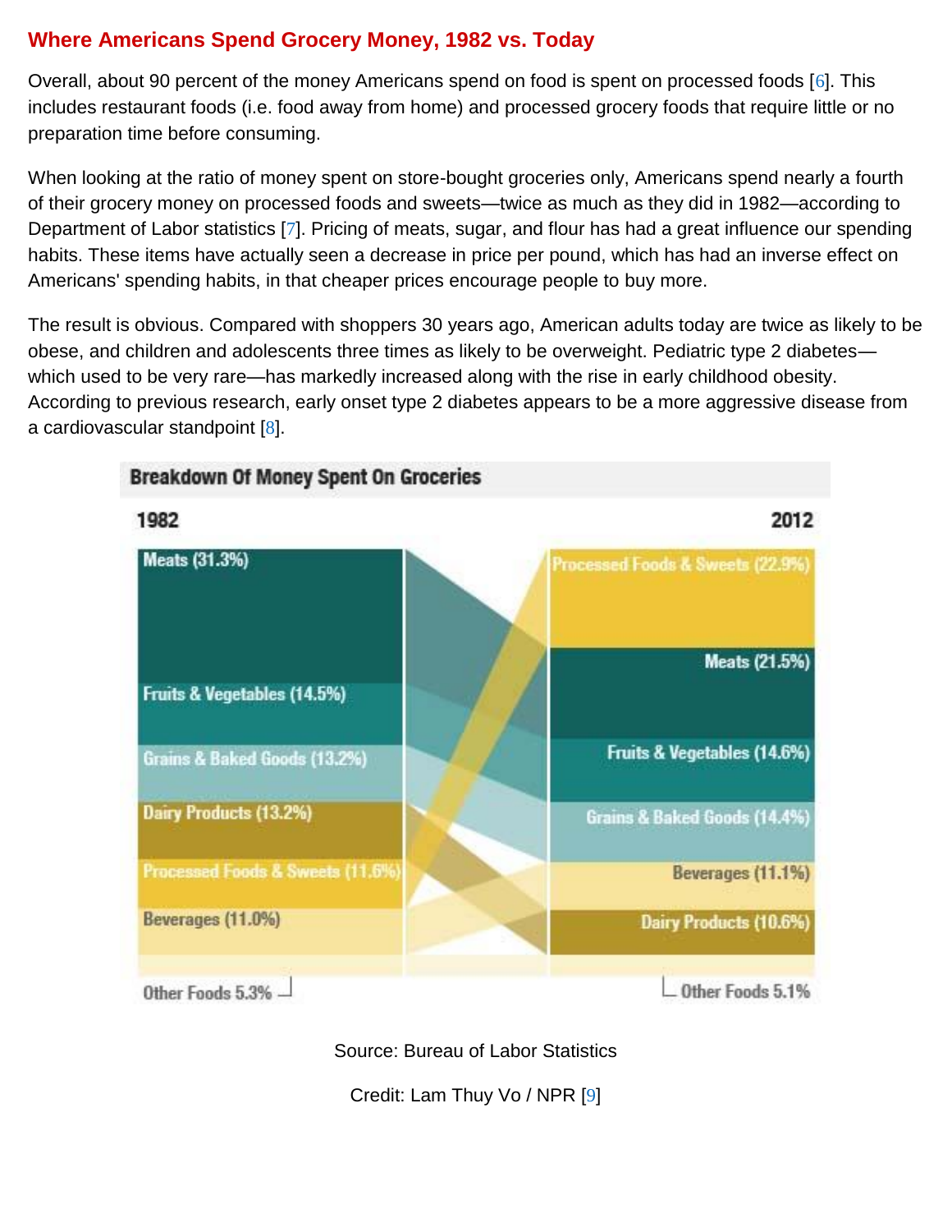## Where Americans Spend Grocery Money, 1982 vs. Today

Overall, about 90 percent of the money Americans spend on food is spent on processed foods [6]. This includes restaurant foods (i.e. food away from home) and processed grocery foods that require little or no preparation time before consuming.

When looking at the ratio of money spent on store-bought groceries only, Americans spend nearly a fourth of their grocery money on processed foods and sweets—twice as much as they did in 1982—according to Department of Labor statistics [7]. Pricing of meats, sugar, and flour has had a great influence our spending habits. These items have actually seen a decrease in price per pound, which has had an inverse effect on Americans' spending habits, in that cheaper prices encourage people to buy more.

The result is obvious. Compared with shoppers 30 years ago, American adults today are twice as likely to be obese, and children and adolescents three times as likely to be overweight. Pediatric type 2 diabetes—which used to be very rare—has markedly increased along with the rise in early childhood obesity. According to previous research, early onset type 2 diabetes appears to be a more aggressive disease from a cardiovascular standpoint [8].

**Breakdown Of Money Spent On Groceries**

| 1982 | 2012 |
| --- | --- |
| Meats (31.3%) | Processed Foods & Sweets (22.9%) |
| Fruits & Vegetables (14.5%) | Meats (21.5%) |
| Grains & Baked Goods (13.2%) | Fruits & Vegetables (14.6%) |
| Dairy Products (13.2%) | Grains & Baked Goods (14.4%) |
| Processed Foods & Sweets (11.6%) | Beverages (11.1%) |
| Beverages (11.0%) | Dairy Products (10.6%) |
| Other Foods 5.3% | Other Foods 5.1% |

Source: Bureau of Labor Statistics

Credit: Lam Thuy Vo / NPR [9]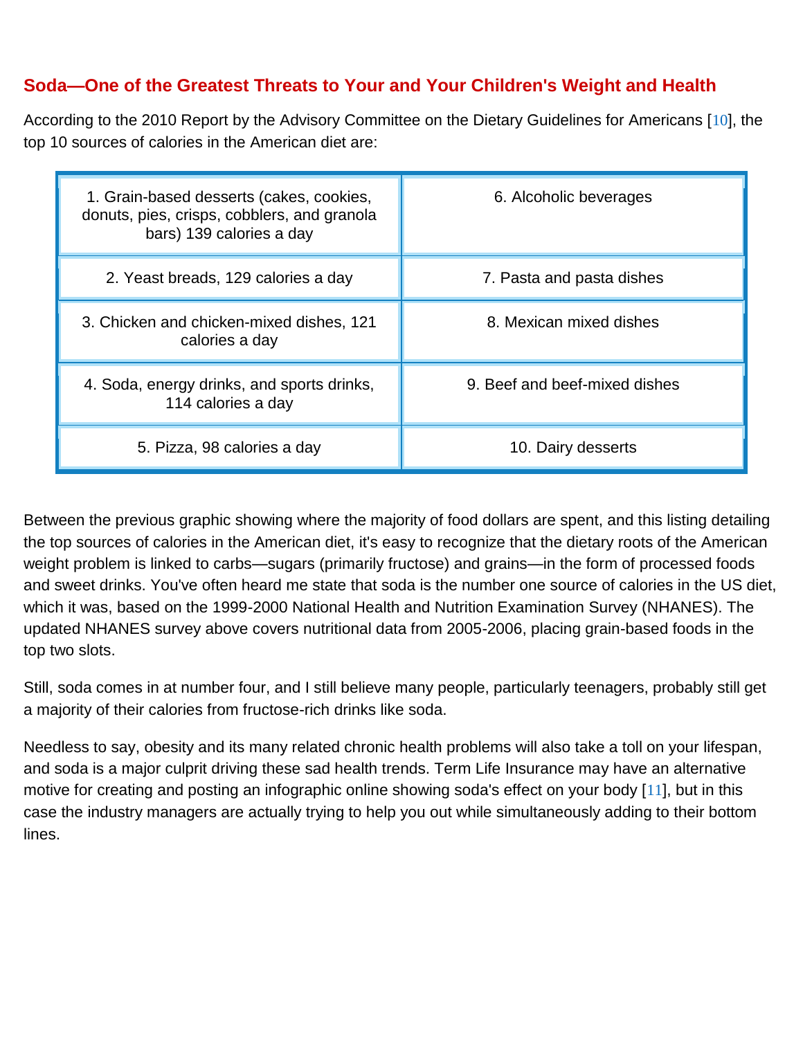## Soda—One of the Greatest Threats to Your and Your Children's Weight and Health

According to the 2010 Report by the Advisory Committee on the Dietary Guidelines for Americans [10], the top 10 sources of calories in the American diet are:

| | |
|---|---|
| 1. Grain-based desserts (cakes, cookies, donuts, pies, crisps, cobblers, and granola bars) 139 calories a day | 6. Alcoholic beverages |
| 2. Yeast breads, 129 calories a day | 7. Pasta and pasta dishes |
| 3. Chicken and chicken-mixed dishes, 121 calories a day | 8. Mexican mixed dishes |
| 4. Soda, energy drinks, and sports drinks, 114 calories a day | 9. Beef and beef-mixed dishes |
| 5. Pizza, 98 calories a day | 10. Dairy desserts |

Between the previous graphic showing where the majority of food dollars are spent, and this listing detailing the top sources of calories in the American diet, it's easy to recognize that the dietary roots of the American weight problem is linked to carbs—sugars (primarily fructose) and grains—in the form of processed foods and sweet drinks. You've often heard me state that soda is the number one source of calories in the US diet, which it was, based on the 1999-2000 National Health and Nutrition Examination Survey (NHANES). The updated NHANES survey above covers nutritional data from 2005-2006, placing grain-based foods in the top two slots.

Still, soda comes in at number four, and I still believe many people, particularly teenagers, probably still get a majority of their calories from fructose-rich drinks like soda.

Needless to say, obesity and its many related chronic health problems will also take a toll on your lifespan, and soda is a major culprit driving these sad health trends. Term Life Insurance may have an alternative motive for creating and posting an infographic online showing soda's effect on your body [11], but in this case the industry managers are actually trying to help you out while simultaneously adding to their bottom lines.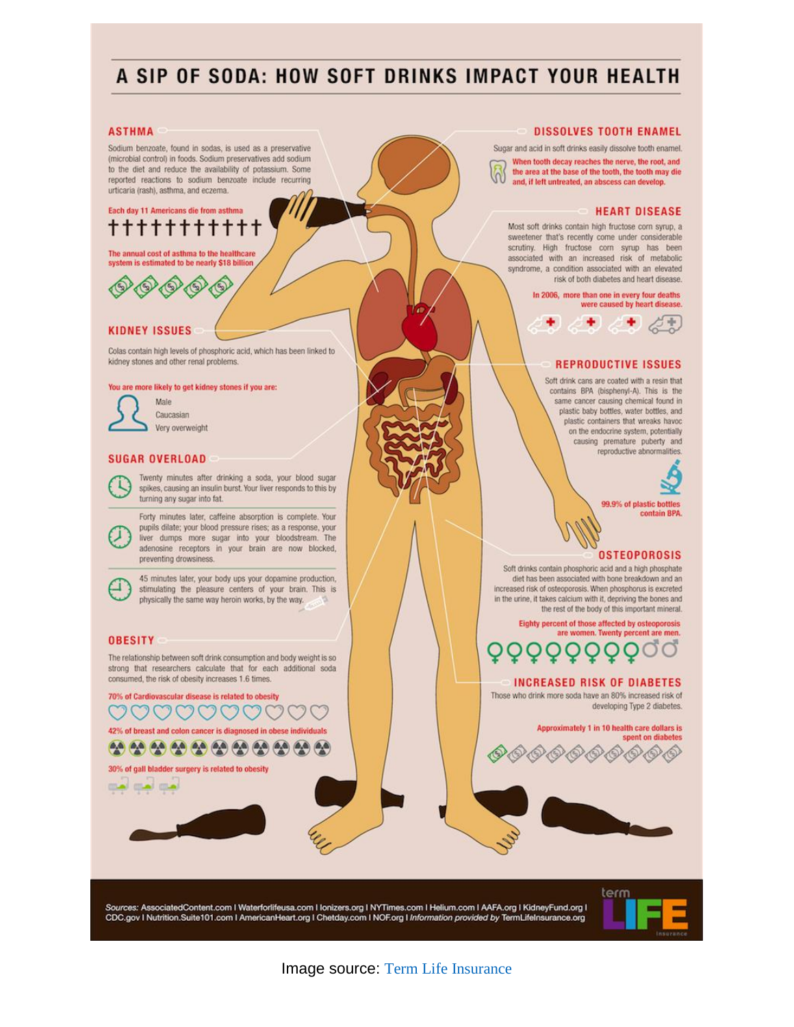# A SIP OF SODA: HOW SOFT DRINKS IMPACT YOUR HEALTH

## ASTHMA

Sodium benzoate, found in sodas, is used as a preservative (microbial control) in foods. Sodium preservatives add sodium to the diet and reduce the availability of potassium. Some reported reactions to sodium benzoate include recurring urticaria (rash), asthma, and eczema.

Each day 11 Americans die from asthma

The annual cost of asthma to the healthcare system is estimated to be nearly $18 billion

## KIDNEY ISSUES

Colas contain high levels of phosphoric acid, which has been linked to kidney stones and other renal problems.

You are more likely to get kidney stones if you are:

- Male
- Caucasian
- Very overweight

## SUGAR OVERLOAD

Twenty minutes after drinking a soda, your blood sugar spikes, causing an insulin burst. Your liver responds to this by turning any sugar into fat.

Forty minutes later, caffeine absorption is complete. Your pupils dilate; your blood pressure rises; as a response, your liver dumps more sugar into your bloodstream. The adenosine receptors in your brain are now blocked, preventing drowsiness.

45 minutes later, your body ups your dopamine production, stimulating the pleasure centers of your brain. This is physically the same way heroin works, by the way.

## OBESITY

The relationship between soft drink consumption and body weight is so strong that researchers calculate that for each additional soda consumed, the risk of obesity increases 1.6 times.

70% of Cardiovascular disease is related to obesity

42% of breast and colon cancer is diagnosed in obese individuals

30% of gall bladder surgery is related to obesity

## DISSOLVES TOOTH ENAMEL

Sugar and acid in soft drinks easily dissolve tooth enamel.

When tooth decay reaches the nerve, the root, and the area at the base of the tooth, the tooth may die and, if left untreated, an abscess can develop.

## HEART DISEASE

Most soft drinks contain high fructose corn syrup, a sweetener that's recently come under considerable scrutiny. High fructose corn syrup has been associated with an increased risk of metabolic syndrome, a condition associated with an elevated risk of both diabetes and heart disease.

In 2006, more than one in every four deaths were caused by heart disease.

## REPRODUCTIVE ISSUES

Soft drink cans are coated with a resin that contains BPA (bisphenyl-A). This is the same cancer causing chemical found in plastic baby bottles, water bottles, and plastic containers that wreaks havoc on the endocrine system, potentially causing premature puberty and reproductive abnormalities.

99.9% of plastic bottles contain BPA.

## OSTEOPOROSIS

Soft drinks contain phosphoric acid and a high phosphate diet has been associated with bone breakdown and an increased risk of osteoporosis. When phosphorus is excreted in the urine, it takes calcium with it, depriving the bones and the rest of the body of this important mineral.

Eighty percent of those affected by osteoporosis are women. Twenty percent are men.

## INCREASED RISK OF DIABETES

Those who drink more soda have an 80% increased risk of developing Type 2 diabetes.

Approximately 1 in 10 health care dollars is spent on diabetes

*Sources:* AssociatedContent.com | Waterforlifeusa.com | Ionizers.org | NYTimes.com | Helium.com | AAFA.org | KidneyFund.org | CDC.gov | Nutrition.Suite101.com | AmericanHeart.org | Chetday.com | NOF.org | *Information provided by* TermLifeInsurance.org

term LIFE insurance

Image source: Term Life Insurance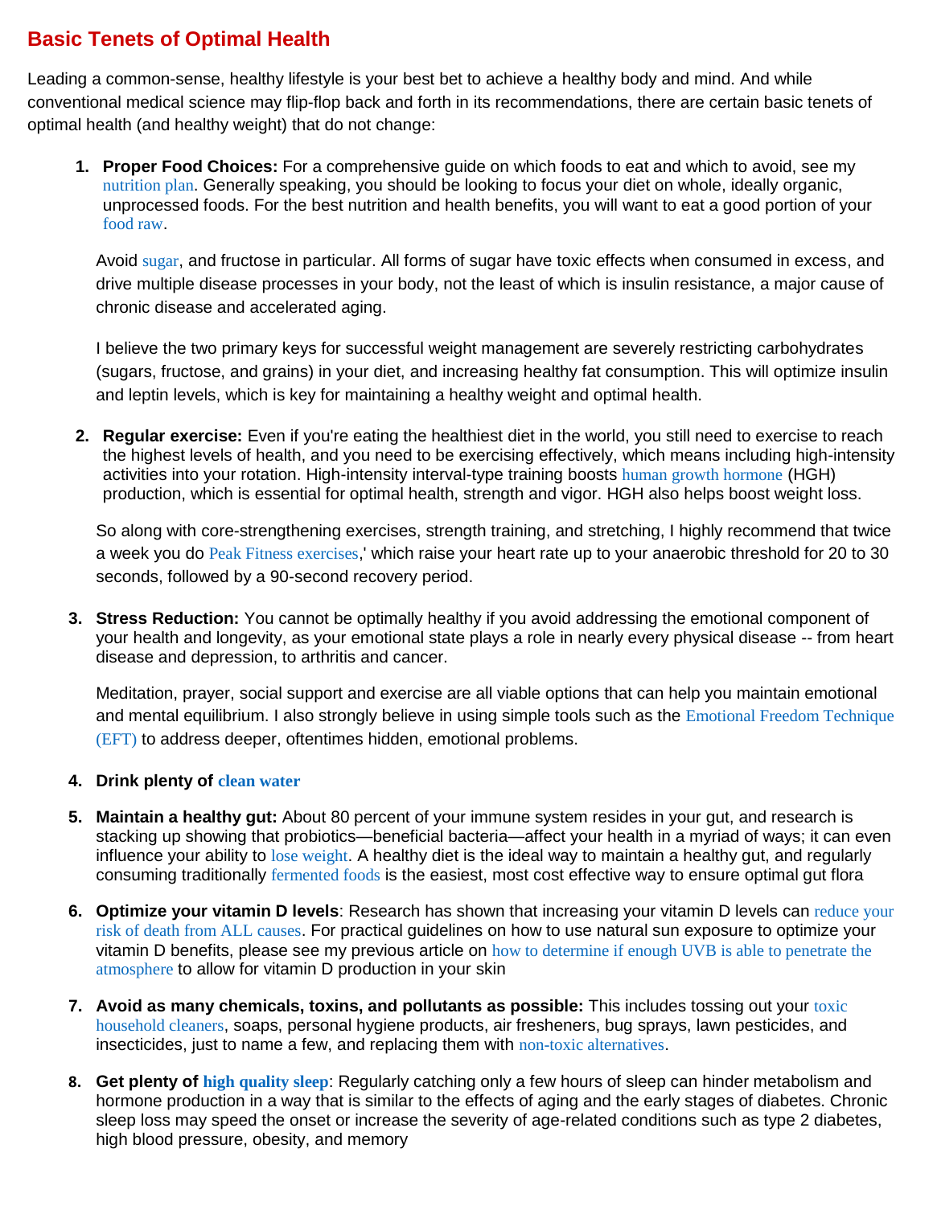## Basic Tenets of Optimal Health

Leading a common-sense, healthy lifestyle is your best bet to achieve a healthy body and mind. And while conventional medical science may flip-flop back and forth in its recommendations, there are certain basic tenets of optimal health (and healthy weight) that do not change:

1. **Proper Food Choices:** For a comprehensive guide on which foods to eat and which to avoid, see my nutrition plan. Generally speaking, you should be looking to focus your diet on whole, ideally organic, unprocessed foods. For the best nutrition and health benefits, you will want to eat a good portion of your food raw.

   Avoid sugar, and fructose in particular. All forms of sugar have toxic effects when consumed in excess, and drive multiple disease processes in your body, not the least of which is insulin resistance, a major cause of chronic disease and accelerated aging.

   I believe the two primary keys for successful weight management are severely restricting carbohydrates (sugars, fructose, and grains) in your diet, and increasing healthy fat consumption. This will optimize insulin and leptin levels, which is key for maintaining a healthy weight and optimal health.

2. **Regular exercise:** Even if you're eating the healthiest diet in the world, you still need to exercise to reach the highest levels of health, and you need to be exercising effectively, which means including high-intensity activities into your rotation. High-intensity interval-type training boosts human growth hormone (HGH) production, which is essential for optimal health, strength and vigor. HGH also helps boost weight loss.

   So along with core-strengthening exercises, strength training, and stretching, I highly recommend that twice a week you do Peak Fitness exercises,' which raise your heart rate up to your anaerobic threshold for 20 to 30 seconds, followed by a 90-second recovery period.

3. **Stress Reduction:** You cannot be optimally healthy if you avoid addressing the emotional component of your health and longevity, as your emotional state plays a role in nearly every physical disease -- from heart disease and depression, to arthritis and cancer.

   Meditation, prayer, social support and exercise are all viable options that can help you maintain emotional and mental equilibrium. I also strongly believe in using simple tools such as the Emotional Freedom Technique (EFT) to address deeper, oftentimes hidden, emotional problems.

4. **Drink plenty of clean water**

5. **Maintain a healthy gut:** About 80 percent of your immune system resides in your gut, and research is stacking up showing that probiotics—beneficial bacteria—affect your health in a myriad of ways; it can even influence your ability to lose weight. A healthy diet is the ideal way to maintain a healthy gut, and regularly consuming traditionally fermented foods is the easiest, most cost effective way to ensure optimal gut flora

6. **Optimize your vitamin D levels**: Research has shown that increasing your vitamin D levels can reduce your risk of death from ALL causes. For practical guidelines on how to use natural sun exposure to optimize your vitamin D benefits, please see my previous article on how to determine if enough UVB is able to penetrate the atmosphere to allow for vitamin D production in your skin

7. **Avoid as many chemicals, toxins, and pollutants as possible:** This includes tossing out your toxic household cleaners, soaps, personal hygiene products, air fresheners, bug sprays, lawn pesticides, and insecticides, just to name a few, and replacing them with non-toxic alternatives.

8. **Get plenty of high quality sleep**: Regularly catching only a few hours of sleep can hinder metabolism and hormone production in a way that is similar to the effects of aging and the early stages of diabetes. Chronic sleep loss may speed the onset or increase the severity of age-related conditions such as type 2 diabetes, high blood pressure, obesity, and memory